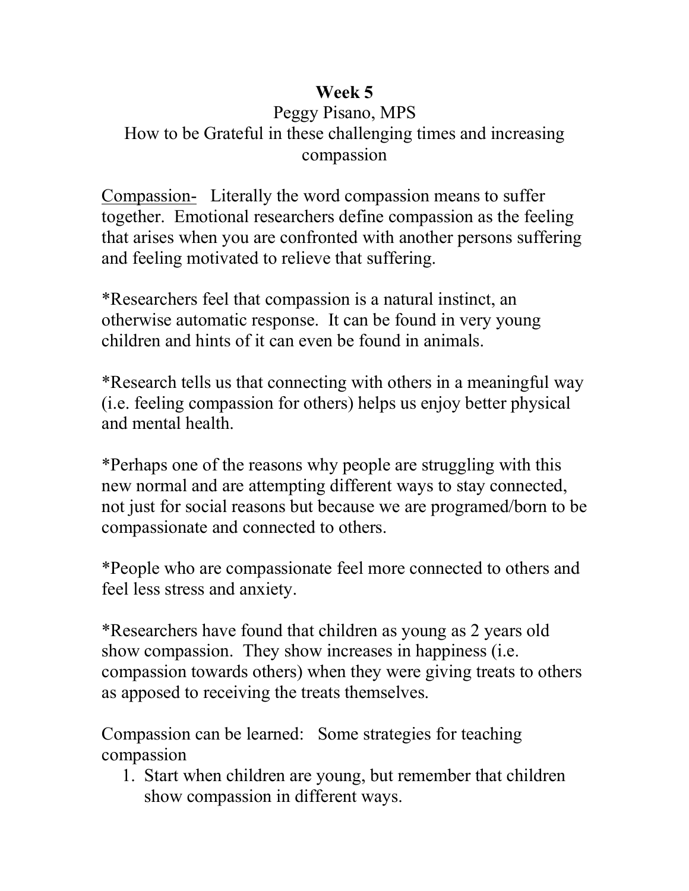**Week 5**

Peggy Pisano, MPS

How to be Grateful in these challenging times and increasing compassion

<u>Compassion-</u> Literally the word compassion means to suffer together. Emotional researchers define compassion as the feeling that arises when you are confronted with another persons suffering and feeling motivated to relieve that suffering.

*Researchers feel that compassion is a natural instinct, an otherwise automatic response. It can be found in very young children and hints of it can even be found in animals.

*Research tells us that connecting with others in a meaningful way (i.e. feeling compassion for others) helps us enjoy better physical and mental health.

*Perhaps one of the reasons why people are struggling with this new normal and are attempting different ways to stay connected, not just for social reasons but because we are programed/born to be compassionate and connected to others.

*People who are compassionate feel more connected to others and feel less stress and anxiety.

*Researchers have found that children as young as 2 years old show compassion. They show increases in happiness (i.e. compassion towards others) when they were giving treats to others as apposed to receiving the treats themselves.

Compassion can be learned: Some strategies for teaching compassion

1. Start when children are young, but remember that children show compassion in different ways.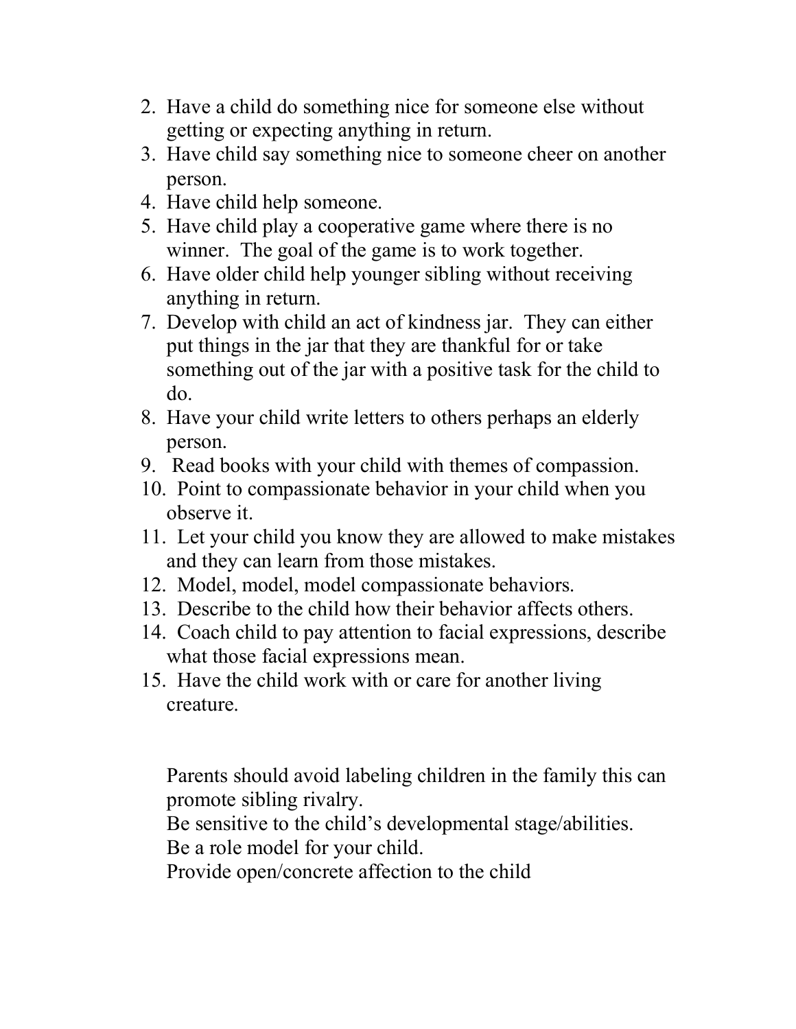2. Have a child do something nice for someone else without getting or expecting anything in return.
3. Have child say something nice to someone cheer on another person.
4. Have child help someone.
5. Have child play a cooperative game where there is no winner. The goal of the game is to work together.
6. Have older child help younger sibling without receiving anything in return.
7. Develop with child an act of kindness jar. They can either put things in the jar that they are thankful for or take something out of the jar with a positive task for the child to do.
8. Have your child write letters to others perhaps an elderly person.
9. Read books with your child with themes of compassion.
10. Point to compassionate behavior in your child when you observe it.
11. Let your child you know they are allowed to make mistakes and they can learn from those mistakes.
12. Model, model, model compassionate behaviors.
13. Describe to the child how their behavior affects others.
14. Coach child to pay attention to facial expressions, describe what those facial expressions mean.
15. Have the child work with or care for another living creature.

Parents should avoid labeling children in the family this can promote sibling rivalry.
Be sensitive to the child's developmental stage/abilities.
Be a role model for your child.
Provide open/concrete affection to the child